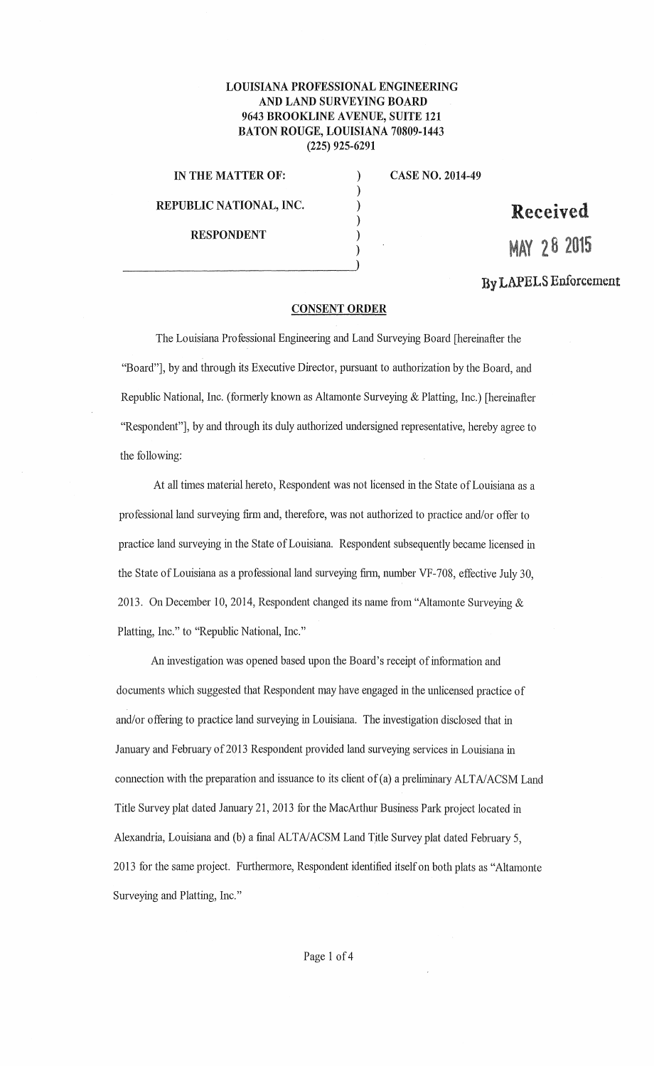**LOUISIANA PROFESSIONAL ENGINEERING AND LAND SURVEYING BOARD**
**9643 BROOKLINE AVENUE, SUITE 121**
**BATON ROUGE, LOUISIANA 70809-1443**
**(225) 925-6291**

| | | |
|---|---|---|
| **IN THE MATTER OF:** | ) | **CASE NO. 2014-49** |
| | ) | |
| **REPUBLIC NATIONAL, INC.** | ) | |
| | ) | |
| **RESPONDENT** | ) | |
| | ) | |

**Received**
**MAY 28 2015**
**By LAPELS Enforcement**

## CONSENT ORDER

The Louisiana Professional Engineering and Land Surveying Board [hereinafter the "Board"], by and through its Executive Director, pursuant to authorization by the Board, and Republic National, Inc. (formerly known as Altamonte Surveying & Platting, Inc.) [hereinafter "Respondent"], by and through its duly authorized undersigned representative, hereby agree to the following:

At all times material hereto, Respondent was not licensed in the State of Louisiana as a professional land surveying firm and, therefore, was not authorized to practice and/or offer to practice land surveying in the State of Louisiana. Respondent subsequently became licensed in the State of Louisiana as a professional land surveying firm, number VF-708, effective July 30, 2013. On December 10, 2014, Respondent changed its name from "Altamonte Surveying & Platting, Inc." to "Republic National, Inc."

An investigation was opened based upon the Board's receipt of information and documents which suggested that Respondent may have engaged in the unlicensed practice of and/or offering to practice land surveying in Louisiana. The investigation disclosed that in January and February of 2013 Respondent provided land surveying services in Louisiana in connection with the preparation and issuance to its client of (a) a preliminary ALTA/ACSM Land Title Survey plat dated January 21, 2013 for the MacArthur Business Park project located in Alexandria, Louisiana and (b) a final ALTA/ACSM Land Title Survey plat dated February 5, 2013 for the same project. Furthermore, Respondent identified itself on both plats as "Altamonte Surveying and Platting, Inc."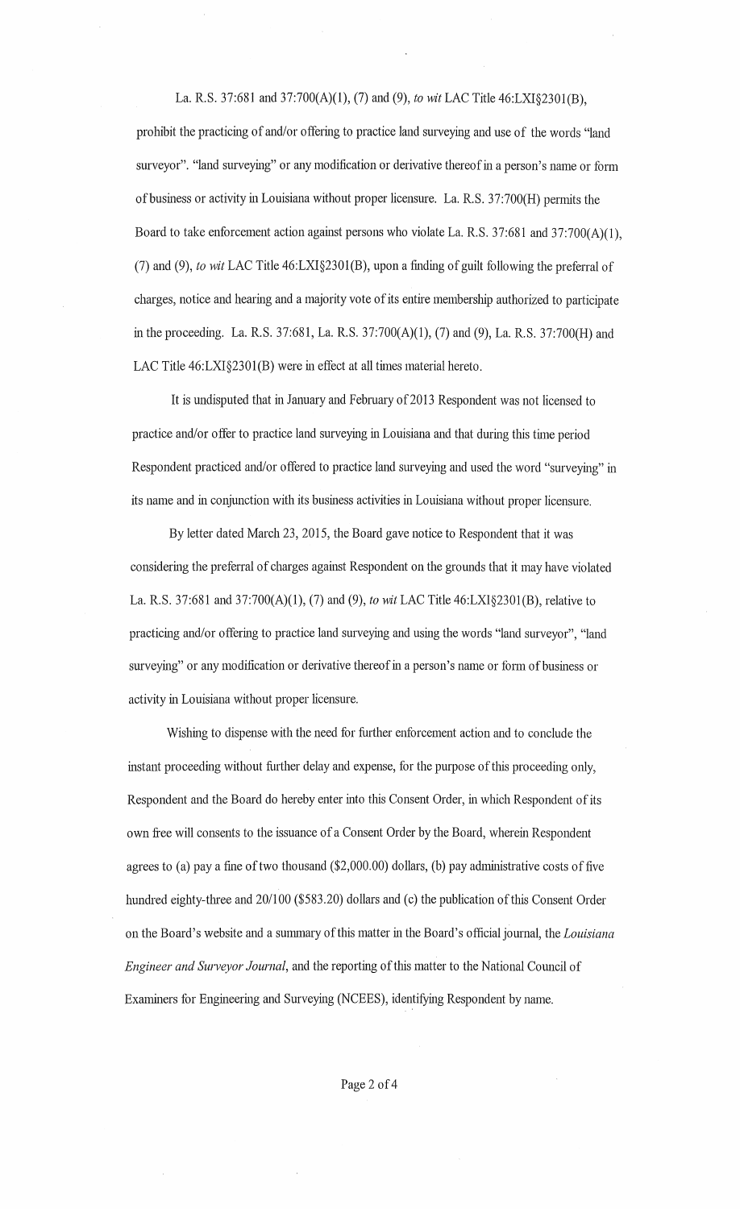La. R.S. 37:681 and 37:700(A)(1), (7) and (9), *to wit* LAC Title 46:LXI§2301(B), prohibit the practicing of and/or offering to practice land surveying and use of the words "land surveyor". "land surveying" or any modification or derivative thereof in a person's name or form of business or activity in Louisiana without proper licensure. La. R.S. 37:700(H) permits the Board to take enforcement action against persons who violate La. R.S. 37:681 and 37:700(A)(1), (7) and (9), *to wit* LAC Title 46:LXI§2301(B), upon a finding of guilt following the preferral of charges, notice and hearing and a majority vote of its entire membership authorized to participate in the proceeding. La. R.S. 37:681, La. R.S. 37:700(A)(1), (7) and (9), La. R.S. 37:700(H) and LAC Title 46:LXI§2301(B) were in effect at all times material hereto.

It is undisputed that in January and February of 2013 Respondent was not licensed to practice and/or offer to practice land surveying in Louisiana and that during this time period Respondent practiced and/or offered to practice land surveying and used the word "surveying" in its name and in conjunction with its business activities in Louisiana without proper licensure.

By letter dated March 23, 2015, the Board gave notice to Respondent that it was considering the preferral of charges against Respondent on the grounds that it may have violated La. R.S. 37:681 and 37:700(A)(1), (7) and (9), *to wit* LAC Title 46:LXI§2301(B), relative to practicing and/or offering to practice land surveying and using the words "land surveyor", "land surveying" or any modification or derivative thereof in a person's name or form of business or activity in Louisiana without proper licensure.

Wishing to dispense with the need for further enforcement action and to conclude the instant proceeding without further delay and expense, for the purpose of this proceeding only, Respondent and the Board do hereby enter into this Consent Order, in which Respondent of its own free will consents to the issuance of a Consent Order by the Board, wherein Respondent agrees to (a) pay a fine of two thousand ($2,000.00) dollars, (b) pay administrative costs of five hundred eighty-three and 20/100 ($583.20) dollars and (c) the publication of this Consent Order on the Board's website and a summary of this matter in the Board's official journal, the *Louisiana Engineer and Surveyor Journal*, and the reporting of this matter to the National Council of Examiners for Engineering and Surveying (NCEES), identifying Respondent by name.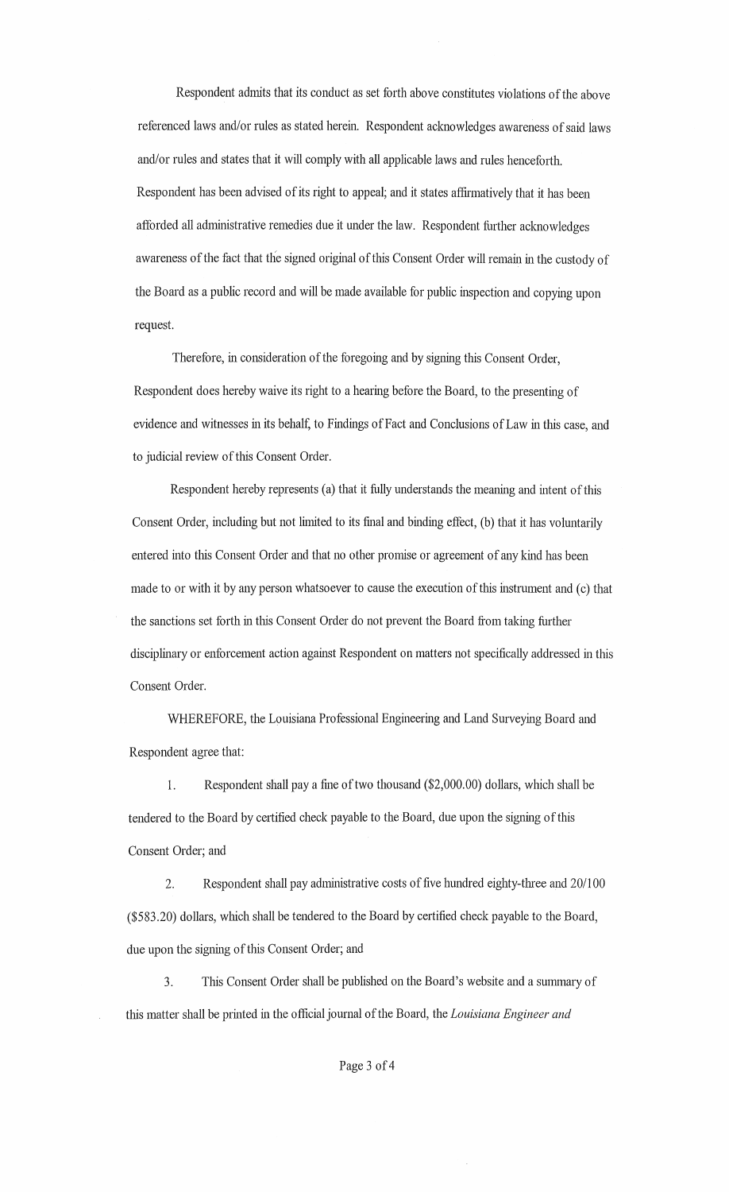Respondent admits that its conduct as set forth above constitutes violations of the above referenced laws and/or rules as stated herein. Respondent acknowledges awareness of said laws and/or rules and states that it will comply with all applicable laws and rules henceforth. Respondent has been advised of its right to appeal; and it states affirmatively that it has been afforded all administrative remedies due it under the law. Respondent further acknowledges awareness of the fact that the signed original of this Consent Order will remain in the custody of the Board as a public record and will be made available for public inspection and copying upon request.

Therefore, in consideration of the foregoing and by signing this Consent Order, Respondent does hereby waive its right to a hearing before the Board, to the presenting of evidence and witnesses in its behalf, to Findings of Fact and Conclusions of Law in this case, and to judicial review of this Consent Order.

Respondent hereby represents (a) that it fully understands the meaning and intent of this Consent Order, including but not limited to its final and binding effect, (b) that it has voluntarily entered into this Consent Order and that no other promise or agreement of any kind has been made to or with it by any person whatsoever to cause the execution of this instrument and (c) that the sanctions set forth in this Consent Order do not prevent the Board from taking further disciplinary or enforcement action against Respondent on matters not specifically addressed in this Consent Order.

WHEREFORE, the Louisiana Professional Engineering and Land Surveying Board and Respondent agree that:

1. Respondent shall pay a fine of two thousand ($2,000.00) dollars, which shall be tendered to the Board by certified check payable to the Board, due upon the signing of this Consent Order; and

2. Respondent shall pay administrative costs of five hundred eighty-three and 20/100 ($583.20) dollars, which shall be tendered to the Board by certified check payable to the Board, due upon the signing of this Consent Order; and

3. This Consent Order shall be published on the Board's website and a summary of this matter shall be printed in the official journal of the Board, the *Louisiana Engineer and*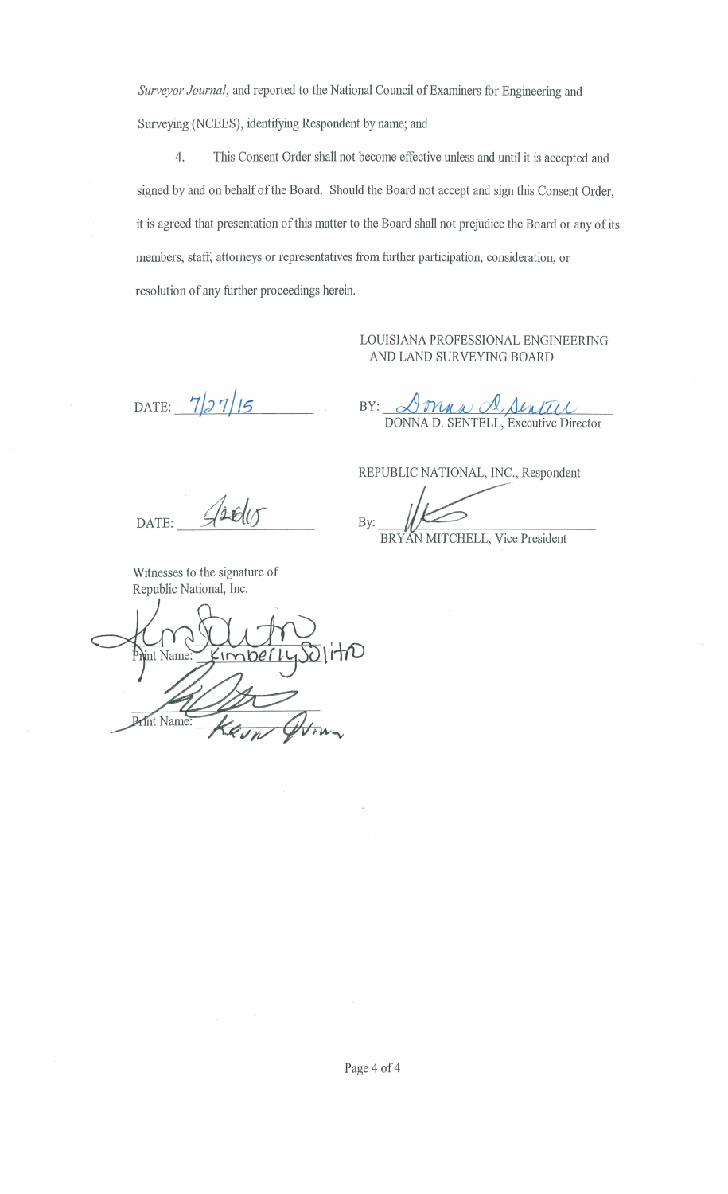*Surveyor Journal*, and reported to the National Council of Examiners for Engineering and Surveying (NCEES), identifying Respondent by name; and

4. This Consent Order shall not become effective unless and until it is accepted and signed by and on behalf of the Board. Should the Board not accept and sign this Consent Order, it is agreed that presentation of this matter to the Board shall not prejudice the Board or any of its members, staff, attorneys or representatives from further participation, consideration, or resolution of any further proceedings herein.

LOUISIANA PROFESSIONAL ENGINEERING AND LAND SURVEYING BOARD

DATE: 7/27/15

BY: Donna D. Sentell
DONNA D. SENTELL, Executive Director

REPUBLIC NATIONAL, INC., Respondent

DATE: 7/26/15

By: _______________
BRYAN MITCHELL, Vice President

Witnesses to the signature of Republic National, Inc.

_______________
Print Name: Kimberly Solito

_______________
Print Name: Kevin Quinn